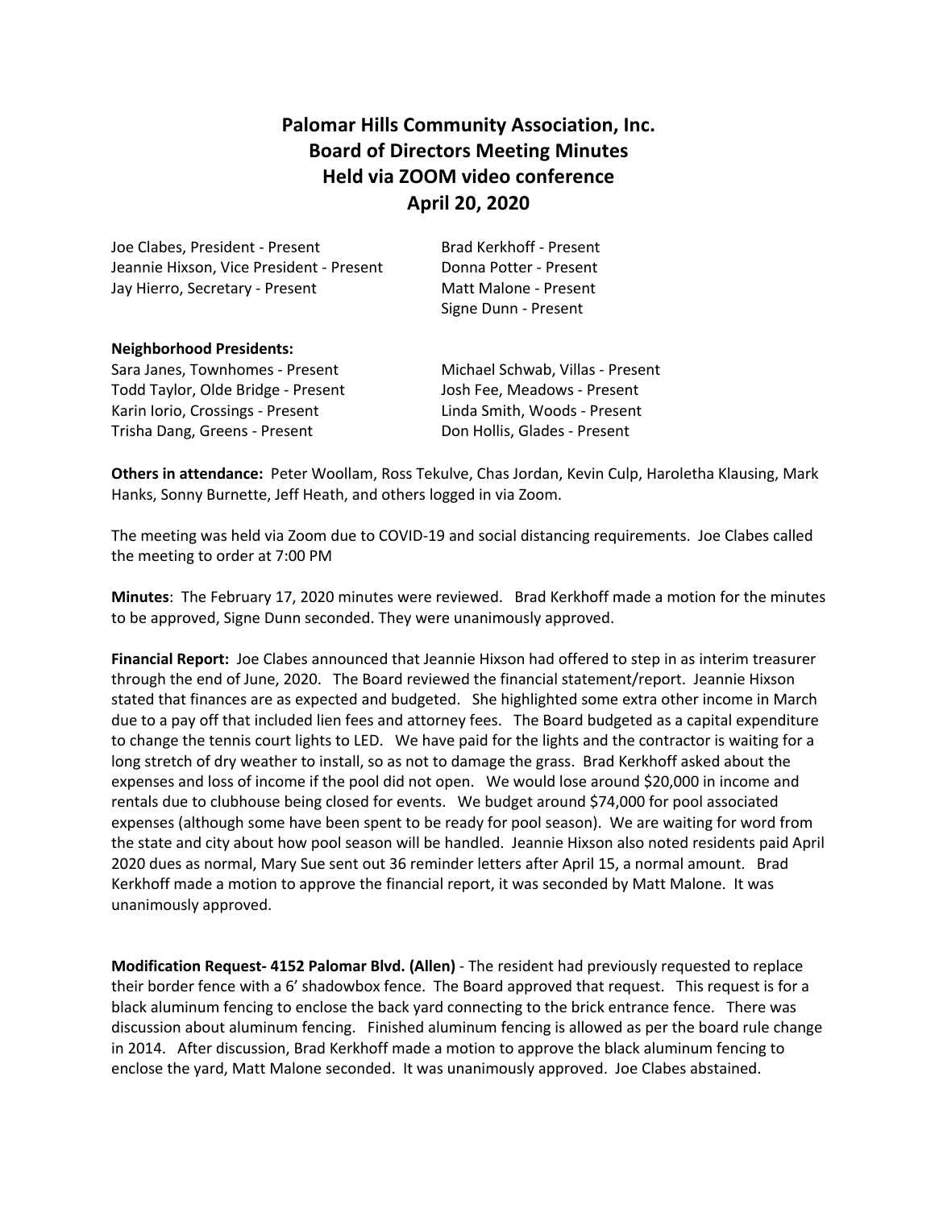# Palomar Hills Community Association, Inc.
## Board of Directors Meeting Minutes
## Held via ZOOM video conference
## April 20, 2020

Joe Clabes, President - Present
Jeannie Hixson, Vice President - Present
Jay Hierro, Secretary - Present
Brad Kerkhoff - Present
Donna Potter - Present
Matt Malone - Present
Signe Dunn - Present

**Neighborhood Presidents:**

Sara Janes, Townhomes - Present
Todd Taylor, Olde Bridge - Present
Karin Iorio, Crossings - Present
Trisha Dang, Greens - Present
Michael Schwab, Villas - Present
Josh Fee, Meadows - Present
Linda Smith, Woods - Present
Don Hollis, Glades - Present

**Others in attendance:** Peter Woollam, Ross Tekulve, Chas Jordan, Kevin Culp, Haroletha Klausing, Mark Hanks, Sonny Burnette, Jeff Heath, and others logged in via Zoom.

The meeting was held via Zoom due to COVID-19 and social distancing requirements. Joe Clabes called the meeting to order at 7:00 PM

**Minutes**: The February 17, 2020 minutes were reviewed. Brad Kerkhoff made a motion for the minutes to be approved, Signe Dunn seconded. They were unanimously approved.

**Financial Report:** Joe Clabes announced that Jeannie Hixson had offered to step in as interim treasurer through the end of June, 2020. The Board reviewed the financial statement/report. Jeannie Hixson stated that finances are as expected and budgeted. She highlighted some extra other income in March due to a pay off that included lien fees and attorney fees. The Board budgeted as a capital expenditure to change the tennis court lights to LED. We have paid for the lights and the contractor is waiting for a long stretch of dry weather to install, so as not to damage the grass. Brad Kerkhoff asked about the expenses and loss of income if the pool did not open. We would lose around $20,000 in income and rentals due to clubhouse being closed for events. We budget around $74,000 for pool associated expenses (although some have been spent to be ready for pool season). We are waiting for word from the state and city about how pool season will be handled. Jeannie Hixson also noted residents paid April 2020 dues as normal, Mary Sue sent out 36 reminder letters after April 15, a normal amount. Brad Kerkhoff made a motion to approve the financial report, it was seconded by Matt Malone. It was unanimously approved.

**Modification Request- 4152 Palomar Blvd. (Allen)** - The resident had previously requested to replace their border fence with a 6' shadowbox fence. The Board approved that request. This request is for a black aluminum fencing to enclose the back yard connecting to the brick entrance fence. There was discussion about aluminum fencing. Finished aluminum fencing is allowed as per the board rule change in 2014. After discussion, Brad Kerkhoff made a motion to approve the black aluminum fencing to enclose the yard, Matt Malone seconded. It was unanimously approved. Joe Clabes abstained.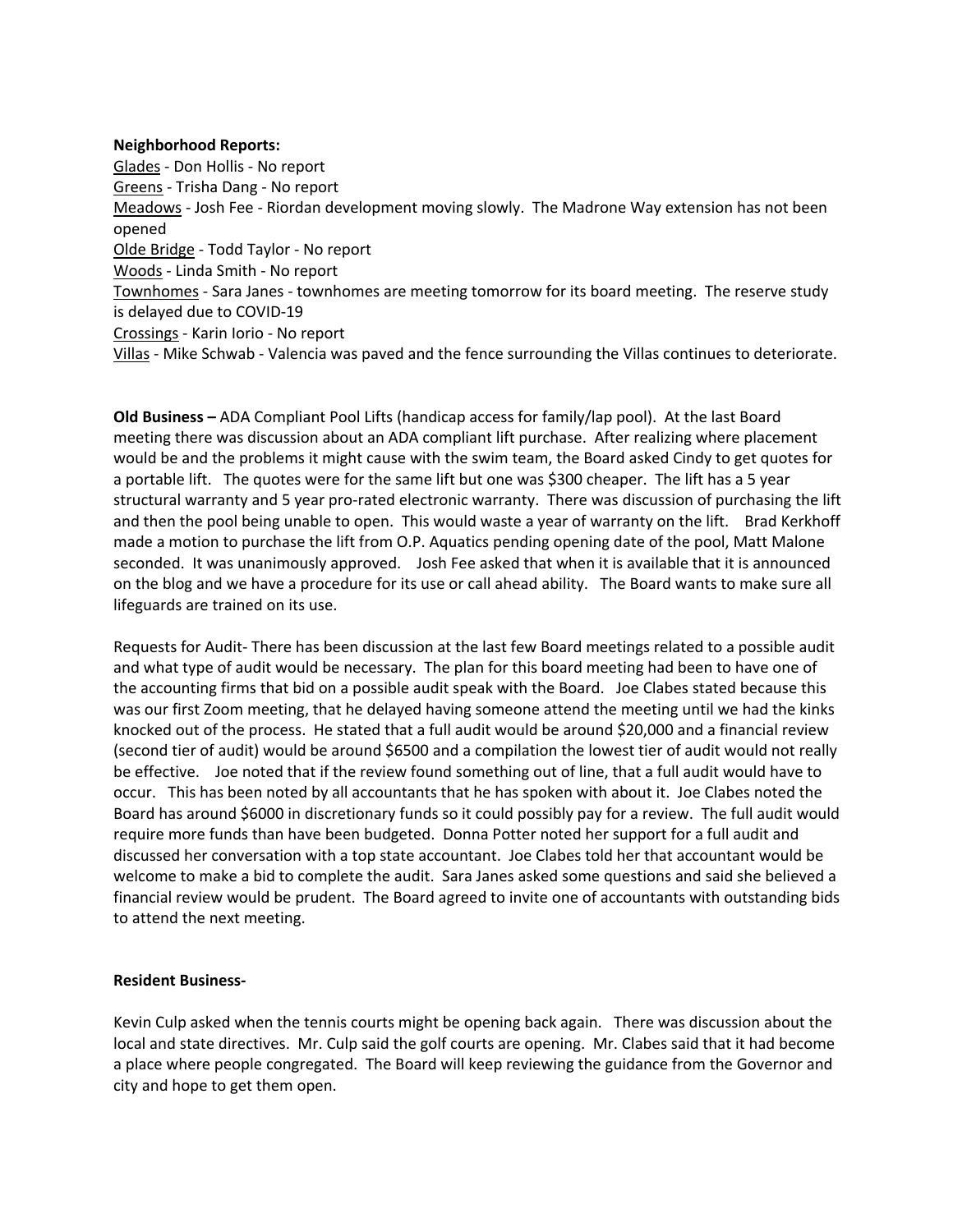**Neighborhood Reports:**

Glades - Don Hollis - No report
Greens - Trisha Dang - No report
Meadows - Josh Fee - Riordan development moving slowly. The Madrone Way extension has not been opened
Olde Bridge - Todd Taylor - No report
Woods - Linda Smith - No report
Townhomes - Sara Janes - townhomes are meeting tomorrow for its board meeting. The reserve study is delayed due to COVID-19
Crossings - Karin Iorio - No report
Villas - Mike Schwab - Valencia was paved and the fence surrounding the Villas continues to deteriorate.

**Old Business –** ADA Compliant Pool Lifts (handicap access for family/lap pool). At the last Board meeting there was discussion about an ADA compliant lift purchase. After realizing where placement would be and the problems it might cause with the swim team, the Board asked Cindy to get quotes for a portable lift. The quotes were for the same lift but one was $300 cheaper. The lift has a 5 year structural warranty and 5 year pro-rated electronic warranty. There was discussion of purchasing the lift and then the pool being unable to open. This would waste a year of warranty on the lift. Brad Kerkhoff made a motion to purchase the lift from O.P. Aquatics pending opening date of the pool, Matt Malone seconded. It was unanimously approved. Josh Fee asked that when it is available that it is announced on the blog and we have a procedure for its use or call ahead ability. The Board wants to make sure all lifeguards are trained on its use.

Requests for Audit- There has been discussion at the last few Board meetings related to a possible audit and what type of audit would be necessary. The plan for this board meeting had been to have one of the accounting firms that bid on a possible audit speak with the Board. Joe Clabes stated because this was our first Zoom meeting, that he delayed having someone attend the meeting until we had the kinks knocked out of the process. He stated that a full audit would be around $20,000 and a financial review (second tier of audit) would be around $6500 and a compilation the lowest tier of audit would not really be effective. Joe noted that if the review found something out of line, that a full audit would have to occur. This has been noted by all accountants that he has spoken with about it. Joe Clabes noted the Board has around $6000 in discretionary funds so it could possibly pay for a review. The full audit would require more funds than have been budgeted. Donna Potter noted her support for a full audit and discussed her conversation with a top state accountant. Joe Clabes told her that accountant would be welcome to make a bid to complete the audit. Sara Janes asked some questions and said she believed a financial review would be prudent. The Board agreed to invite one of accountants with outstanding bids to attend the next meeting.

**Resident Business-**

Kevin Culp asked when the tennis courts might be opening back again. There was discussion about the local and state directives. Mr. Culp said the golf courts are opening. Mr. Clabes said that it had become a place where people congregated. The Board will keep reviewing the guidance from the Governor and city and hope to get them open.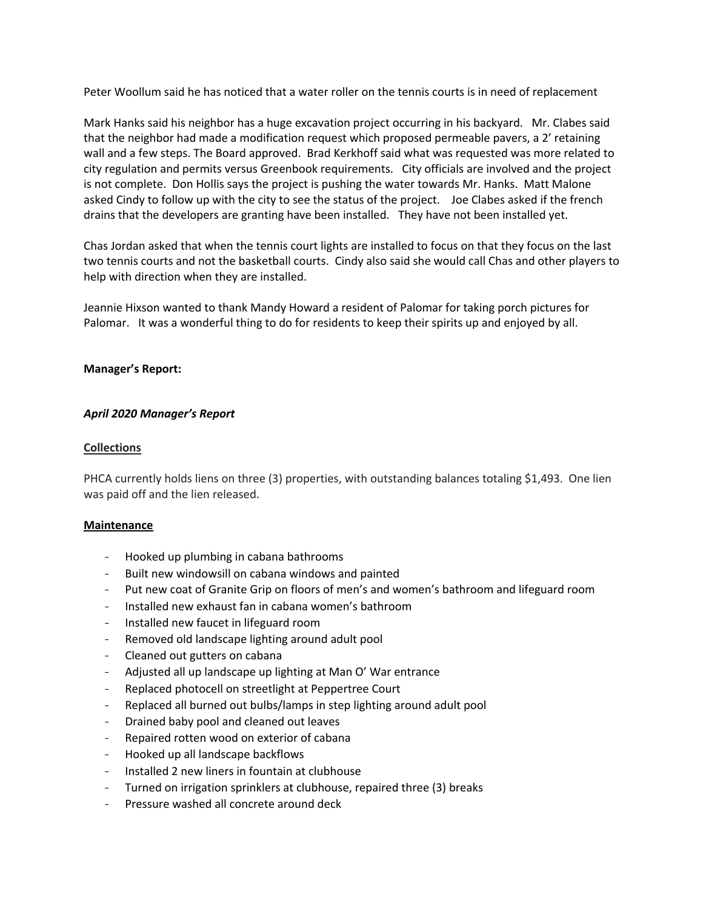Peter Woollum said he has noticed that a water roller on the tennis courts is in need of replacement

Mark Hanks said his neighbor has a huge excavation project occurring in his backyard. Mr. Clabes said that the neighbor had made a modification request which proposed permeable pavers, a 2' retaining wall and a few steps. The Board approved. Brad Kerkhoff said what was requested was more related to city regulation and permits versus Greenbook requirements. City officials are involved and the project is not complete. Don Hollis says the project is pushing the water towards Mr. Hanks. Matt Malone asked Cindy to follow up with the city to see the status of the project. Joe Clabes asked if the french drains that the developers are granting have been installed. They have not been installed yet.

Chas Jordan asked that when the tennis court lights are installed to focus on that they focus on the last two tennis courts and not the basketball courts. Cindy also said she would call Chas and other players to help with direction when they are installed.

Jeannie Hixson wanted to thank Mandy Howard a resident of Palomar for taking porch pictures for Palomar. It was a wonderful thing to do for residents to keep their spirits up and enjoyed by all.

**Manager's Report:**

***April 2020 Manager's Report***

**Collections**

PHCA currently holds liens on three (3) properties, with outstanding balances totaling $1,493. One lien was paid off and the lien released.

**Maintenance**

- Hooked up plumbing in cabana bathrooms
- Built new windowsill on cabana windows and painted
- Put new coat of Granite Grip on floors of men's and women's bathroom and lifeguard room
- Installed new exhaust fan in cabana women's bathroom
- Installed new faucet in lifeguard room
- Removed old landscape lighting around adult pool
- Cleaned out gutters on cabana
- Adjusted all up landscape up lighting at Man O' War entrance
- Replaced photocell on streetlight at Peppertree Court
- Replaced all burned out bulbs/lamps in step lighting around adult pool
- Drained baby pool and cleaned out leaves
- Repaired rotten wood on exterior of cabana
- Hooked up all landscape backflows
- Installed 2 new liners in fountain at clubhouse
- Turned on irrigation sprinklers at clubhouse, repaired three (3) breaks
- Pressure washed all concrete around deck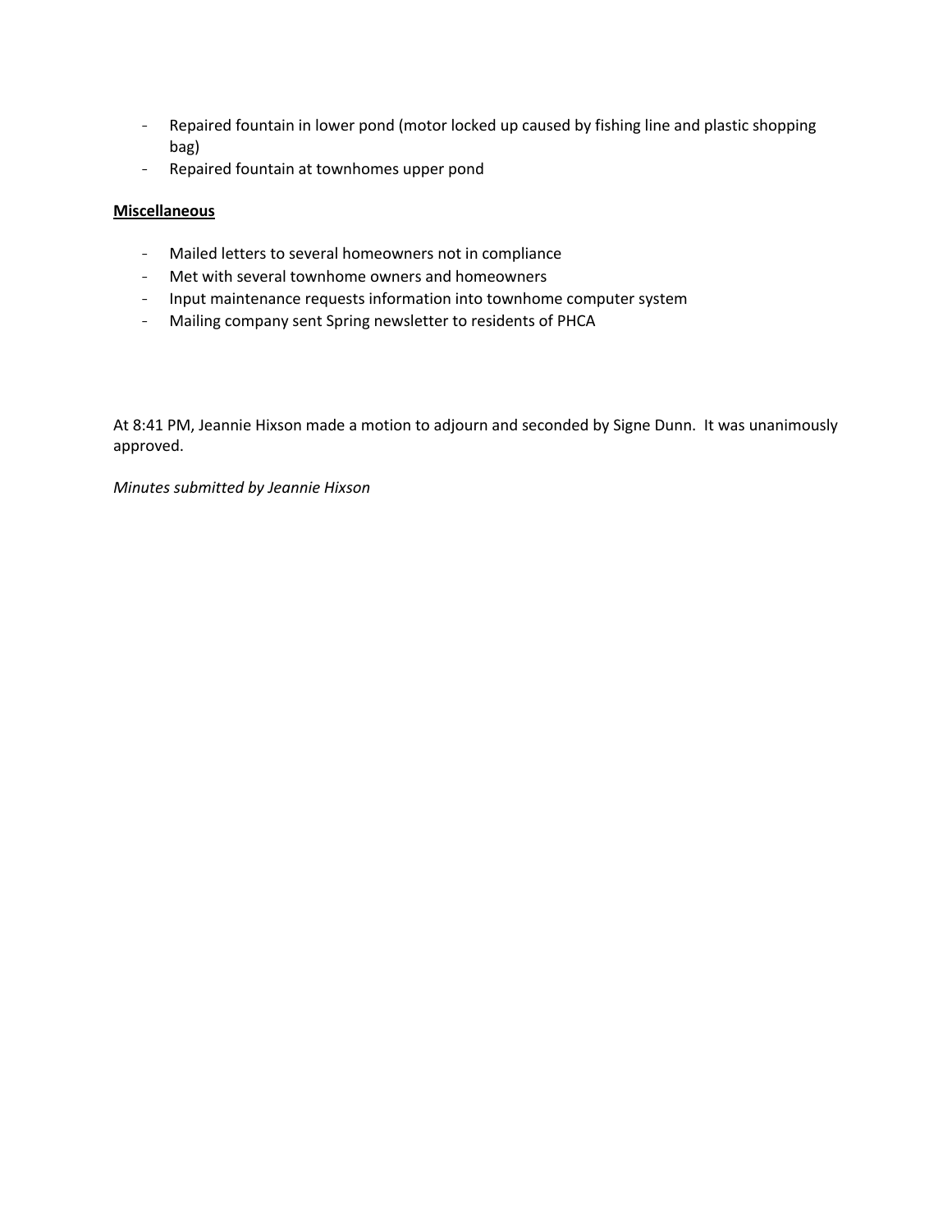- Repaired fountain in lower pond (motor locked up caused by fishing line and plastic shopping bag)
- Repaired fountain at townhomes upper pond

**Miscellaneous**

- Mailed letters to several homeowners not in compliance
- Met with several townhome owners and homeowners
- Input maintenance requests information into townhome computer system
- Mailing company sent Spring newsletter to residents of PHCA

At 8:41 PM, Jeannie Hixson made a motion to adjourn and seconded by Signe Dunn. It was unanimously approved.

*Minutes submitted by Jeannie Hixson*